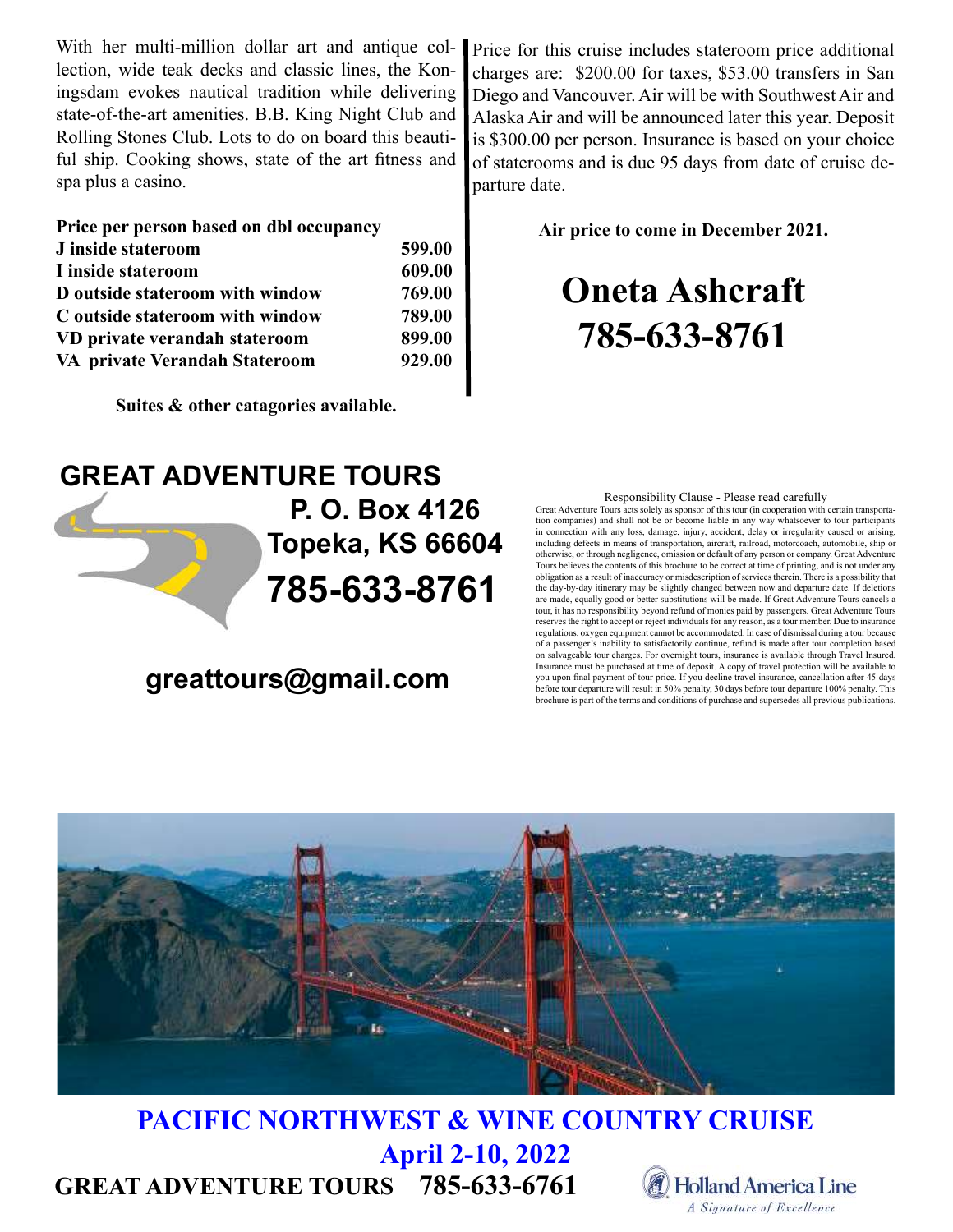With her multi-million dollar art and antique collection, wide teak decks and classic lines, the Koningsdam evokes nautical tradition while delivering state-of-the-art amenities. B.B. King Night Club and Rolling Stones Club. Lots to do on board this beautiful ship. Cooking shows, state of the art fitness and spa plus a casino.

| **Price per person based on dbl occupancy** | |
|---|---|
| **J inside stateroom** | **599.00** |
| **I inside stateroom** | **609.00** |
| **D outside stateroom with window** | **769.00** |
| **C outside stateroom with window** | **789.00** |
| **VD private verandah stateroom** | **899.00** |
| **VA private Verandah Stateroom** | **929.00** |

**Suites & other catagories available.**

Price for this cruise includes stateroom price additional charges are: $200.00 for taxes, $53.00 transfers in San Diego and Vancouver. Air will be with Southwest Air and Alaska Air and will be announced later this year. Deposit is $300.00 per person. Insurance is based on your choice of staterooms and is due 95 days from date of cruise departure date.

**Air price to come in December 2021.**

# Oneta Ashcraft
# 785-633-8761

## GREAT ADVENTURE TOURS

**P. O. Box 4126**
**Topeka, KS 66604**
**785-633-8761**

**greattours@gmail.com**

Responsibility Clause - Please read carefully

Great Adventure Tours acts solely as sponsor of this tour (in cooperation with certain transportation companies) and shall not be or become liable in any way whatsoever to tour participants in connection with any loss, damage, injury, accident, delay or irregularity caused or arising, including defects in means of transportation, aircraft, railroad, motorcoach, automobile, ship or otherwise, or through negligence, omission or default of any person or company. Great Adventure Tours believes the contents of this brochure to be correct at time of printing, and is not under any obligation as a result of inaccuracy or misdescription of services therein. There is a possibility that the day-by-day itinerary may be slightly changed between now and departure date. If deletions are made, equally good or better substitutions will be made. If Great Adventure Tours cancels a tour, it has no responsibility beyond refund of monies paid by passengers. Great Adventure Tours reserves the right to accept or reject individuals for any reason, as a tour member. Due to insurance regulations, oxygen equipment cannot be accommodated. In case of dismissal during a tour because of a passenger's inability to satisfactorily continue, refund is made after tour completion based on salvageable tour charges. For overnight tours, insurance is available through Travel Insured. Insurance must be purchased at time of deposit. A copy of travel protection will be available to you upon final payment of tour price. If you decline travel insurance, cancellation after 45 days before tour departure will result in 50% penalty, 30 days before tour departure 100% penalty. This brochure is part of the terms and conditions of purchase and supersedes all previous publications.

# PACIFIC NORTHWEST & WINE COUNTRY CRUISE
## April 2-10, 2022

**GREAT ADVENTURE TOURS 785-633-6761**

Holland America Line
*A Signature of Excellence*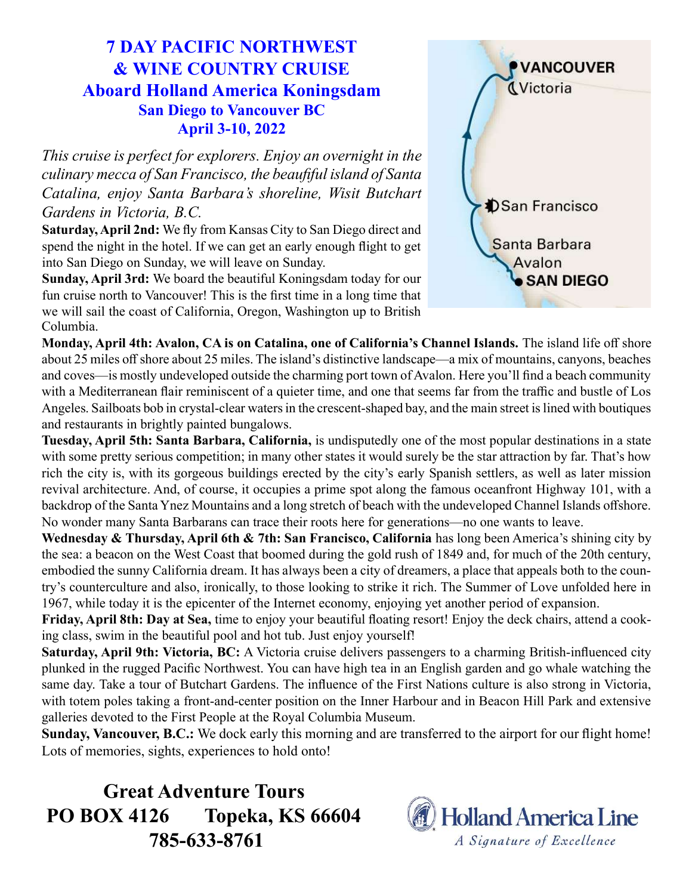# 7 DAY PACIFIC NORTHWEST & WINE COUNTRY CRUISE
## Aboard Holland America Koningsdam
### San Diego to Vancouver BC
### April 3-10, 2022

*This cruise is perfect for explorers. Enjoy an overnight in the culinary mecca of San Francisco, the beaufiful island of Santa Catalina, enjoy Santa Barbara's shoreline, Wisit Butchart Gardens in Victoria, B.C.*

VANCOUVER
Victoria
San Francisco
Santa Barbara
Avalon
SAN DIEGO

**Saturday, April 2nd:** We fly from Kansas City to San Diego direct and spend the night in the hotel. If we can get an early enough flight to get into San Diego on Sunday, we will leave on Sunday.

**Sunday, April 3rd:** We board the beautiful Koningsdam today for our fun cruise north to Vancouver! This is the first time in a long time that we will sail the coast of California, Oregon, Washington up to British Columbia.

**Monday, April 4th: Avalon, CA is on Catalina, one of California's Channel Islands.** The island life off shore about 25 miles off shore about 25 miles. The island's distinctive landscape—a mix of mountains, canyons, beaches and coves—is mostly undeveloped outside the charming port town of Avalon. Here you'll find a beach community with a Mediterranean flair reminiscent of a quieter time, and one that seems far from the traffic and bustle of Los Angeles. Sailboats bob in crystal-clear waters in the crescent-shaped bay, and the main street is lined with boutiques and restaurants in brightly painted bungalows.

**Tuesday, April 5th: Santa Barbara, California,** is undisputedly one of the most popular destinations in a state with some pretty serious competition; in many other states it would surely be the star attraction by far. That's how rich the city is, with its gorgeous buildings erected by the city's early Spanish settlers, as well as later mission revival architecture. And, of course, it occupies a prime spot along the famous oceanfront Highway 101, with a backdrop of the Santa Ynez Mountains and a long stretch of beach with the undeveloped Channel Islands offshore. No wonder many Santa Barbarans can trace their roots here for generations—no one wants to leave.

**Wednesday & Thursday, April 6th & 7th: San Francisco, California** has long been America's shining city by the sea: a beacon on the West Coast that boomed during the gold rush of 1849 and, for much of the 20th century, embodied the sunny California dream. It has always been a city of dreamers, a place that appeals both to the country's counterculture and also, ironically, to those looking to strike it rich. The Summer of Love unfolded here in 1967, while today it is the epicenter of the Internet economy, enjoying yet another period of expansion.

**Friday, April 8th: Day at Sea,** time to enjoy your beautiful floating resort! Enjoy the deck chairs, attend a cooking class, swim in the beautiful pool and hot tub. Just enjoy yourself!

**Saturday, April 9th: Victoria, BC:** A Victoria cruise delivers passengers to a charming British-influenced city plunked in the rugged Pacific Northwest. You can have high tea in an English garden and go whale watching the same day. Take a tour of Butchart Gardens. The influence of the First Nations culture is also strong in Victoria, with totem poles taking a front-and-center position on the Inner Harbour and in Beacon Hill Park and extensive galleries devoted to the First People at the Royal Columbia Museum.

**Sunday, Vancouver, B.C.:** We dock early this morning and are transferred to the airport for our flight home! Lots of memories, sights, experiences to hold onto!

**Great Adventure Tours**
**PO BOX 4126 Topeka, KS 66604**
**785-633-8761**

Holland America Line
*A Signature of Excellence*